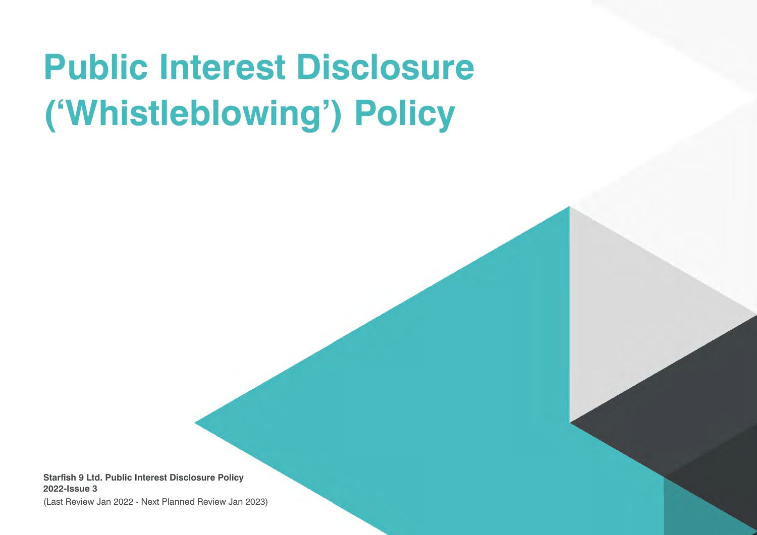# Public Interest Disclosure ('Whistleblowing') Policy

**Starfish 9 Ltd. Public Interest Disclosure Policy**
**2022-Issue 3**
(Last Review Jan 2022 - Next Planned Review Jan 2023)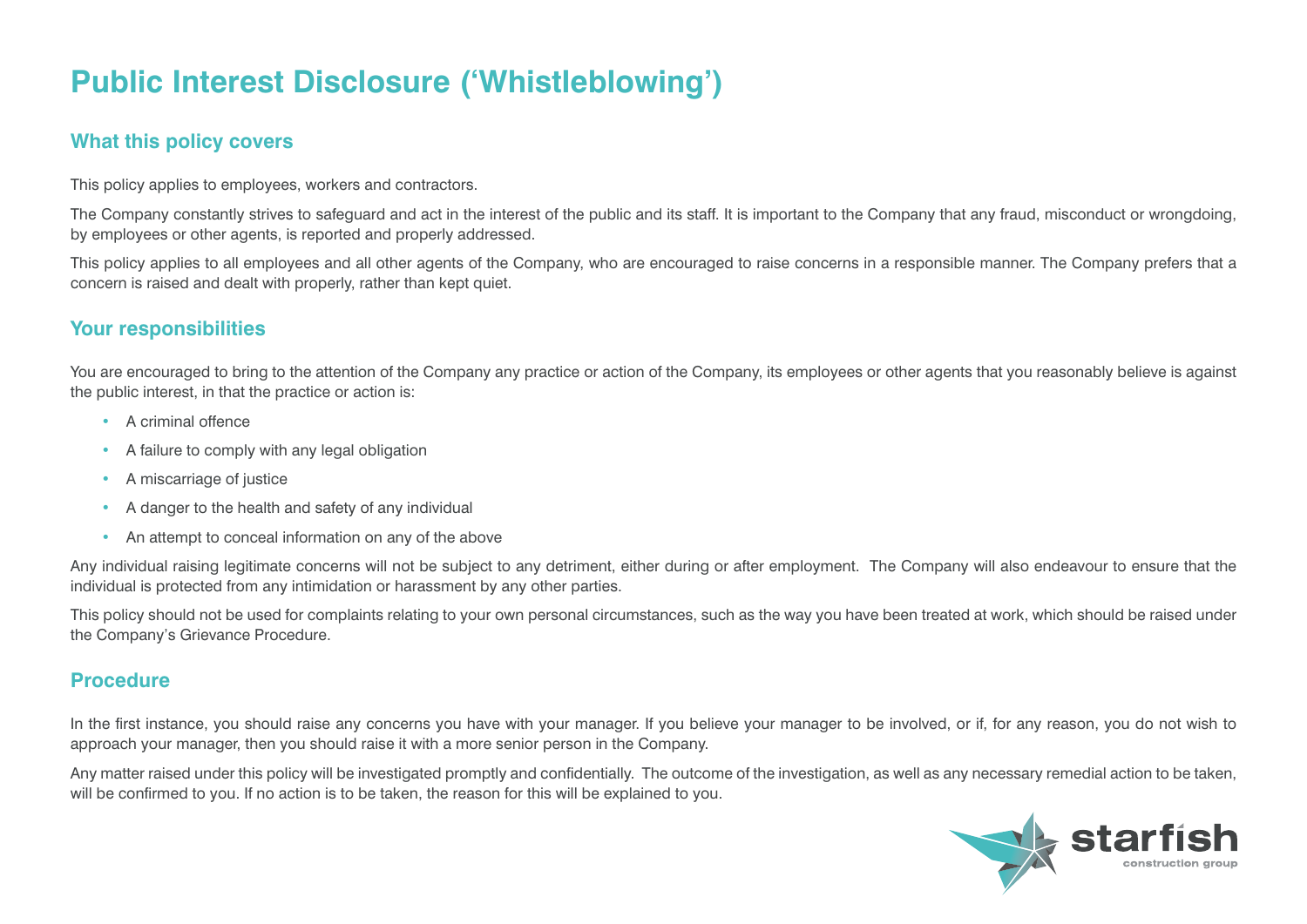# Public Interest Disclosure ('Whistleblowing')

## What this policy covers

This policy applies to employees, workers and contractors.

The Company constantly strives to safeguard and act in the interest of the public and its staff. It is important to the Company that any fraud, misconduct or wrongdoing, by employees or other agents, is reported and properly addressed.

This policy applies to all employees and all other agents of the Company, who are encouraged to raise concerns in a responsible manner. The Company prefers that a concern is raised and dealt with properly, rather than kept quiet.

## Your responsibilities

You are encouraged to bring to the attention of the Company any practice or action of the Company, its employees or other agents that you reasonably believe is against the public interest, in that the practice or action is:

- A criminal offence
- A failure to comply with any legal obligation
- A miscarriage of justice
- A danger to the health and safety of any individual
- An attempt to conceal information on any of the above

Any individual raising legitimate concerns will not be subject to any detriment, either during or after employment. The Company will also endeavour to ensure that the individual is protected from any intimidation or harassment by any other parties.

This policy should not be used for complaints relating to your own personal circumstances, such as the way you have been treated at work, which should be raised under the Company's Grievance Procedure.

## Procedure

In the first instance, you should raise any concerns you have with your manager. If you believe your manager to be involved, or if, for any reason, you do not wish to approach your manager, then you should raise it with a more senior person in the Company.

Any matter raised under this policy will be investigated promptly and confidentially. The outcome of the investigation, as well as any necessary remedial action to be taken, will be confirmed to you. If no action is to be taken, the reason for this will be explained to you.

starfish construction group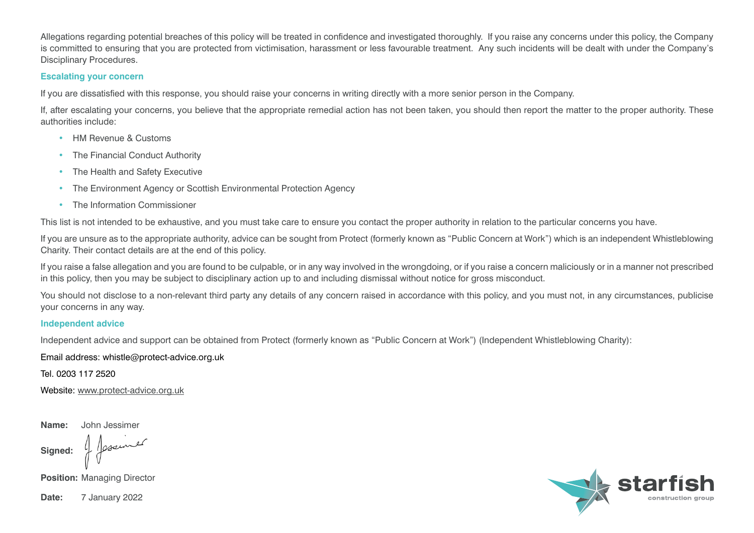Allegations regarding potential breaches of this policy will be treated in confidence and investigated thoroughly. If you raise any concerns under this policy, the Company is committed to ensuring that you are protected from victimisation, harassment or less favourable treatment. Any such incidents will be dealt with under the Company's Disciplinary Procedures.

### Escalating your concern

If you are dissatisfied with this response, you should raise your concerns in writing directly with a more senior person in the Company.

If, after escalating your concerns, you believe that the appropriate remedial action has not been taken, you should then report the matter to the proper authority. These authorities include:

- HM Revenue & Customs
- The Financial Conduct Authority
- The Health and Safety Executive
- The Environment Agency or Scottish Environmental Protection Agency
- The Information Commissioner

This list is not intended to be exhaustive, and you must take care to ensure you contact the proper authority in relation to the particular concerns you have.

If you are unsure as to the appropriate authority, advice can be sought from Protect (formerly known as "Public Concern at Work") which is an independent Whistleblowing Charity. Their contact details are at the end of this policy.

If you raise a false allegation and you are found to be culpable, or in any way involved in the wrongdoing, or if you raise a concern maliciously or in a manner not prescribed in this policy, then you may be subject to disciplinary action up to and including dismissal without notice for gross misconduct.

You should not disclose to a non-relevant third party any details of any concern raised in accordance with this policy, and you must not, in any circumstances, publicise your concerns in any way.

### Independent advice

Independent advice and support can be obtained from Protect (formerly known as "Public Concern at Work") (Independent Whistleblowing Charity):

Email address: whistle@protect-advice.org.uk

Tel. 0203 117 2520

Website: www.protect-advice.org.uk

**Name:** John Jessimer

**Signed:** J Jessimer

**Position:** Managing Director

**Date:** 7 January 2022

starfish construction group